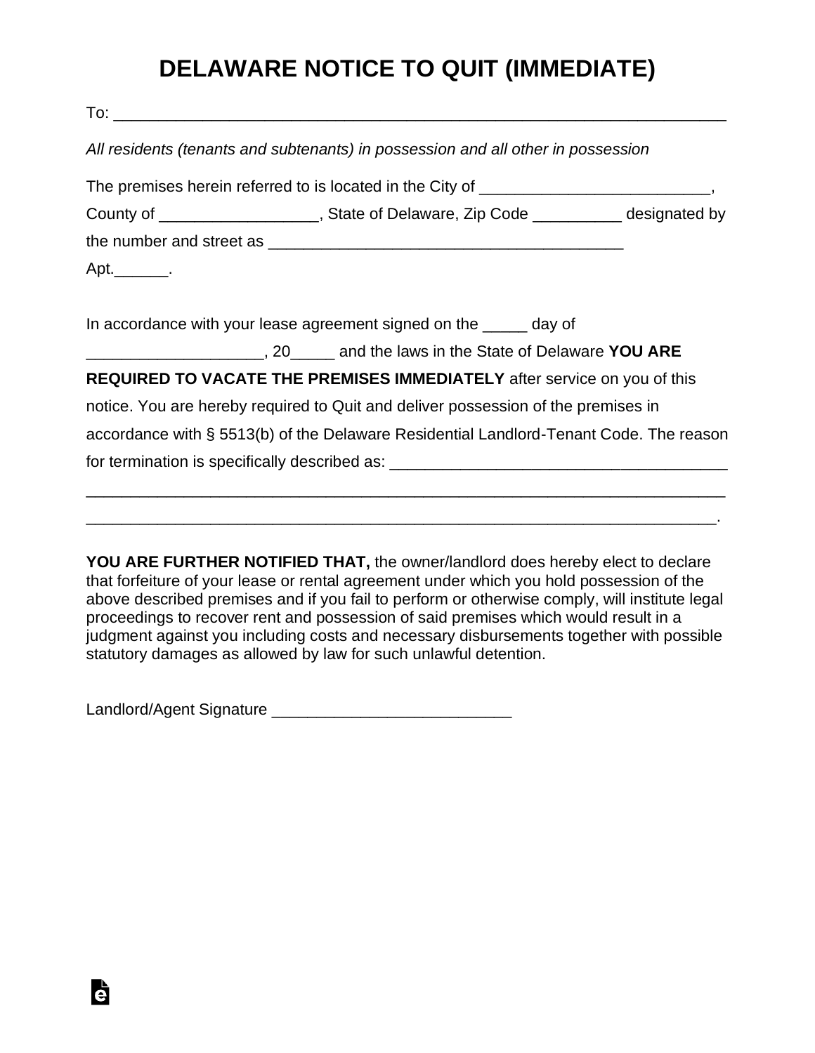# DELAWARE NOTICE TO QUIT (IMMEDIATE)

To: ___________________________________________________________________

*All residents (tenants and subtenants) in possession and all other in possession*

The premises herein referred to is located in the City of _________________________, County of _________________, State of Delaware, Zip Code __________ designated by the number and street as ________________________________________ Apt.______.

In accordance with your lease agreement signed on the _____ day of ___________________, 20_____ and the laws in the State of Delaware **YOU ARE REQUIRED TO VACATE THE PREMISES IMMEDIATELY** after service on you of this notice. You are hereby required to Quit and deliver possession of the premises in accordance with § 5513(b) of the Delaware Residential Landlord-Tenant Code. The reason for termination is specifically described as: _____________________________________
_________________________________________________________________________
________________________________________________________________________.

**YOU ARE FURTHER NOTIFIED THAT,** the owner/landlord does hereby elect to declare that forfeiture of your lease or rental agreement under which you hold possession of the above described premises and if you fail to perform or otherwise comply, will institute legal proceedings to recover rent and possession of said premises which would result in a judgment against you including costs and necessary disbursements together with possible statutory damages as allowed by law for such unlawful detention.

Landlord/Agent Signature ___________________________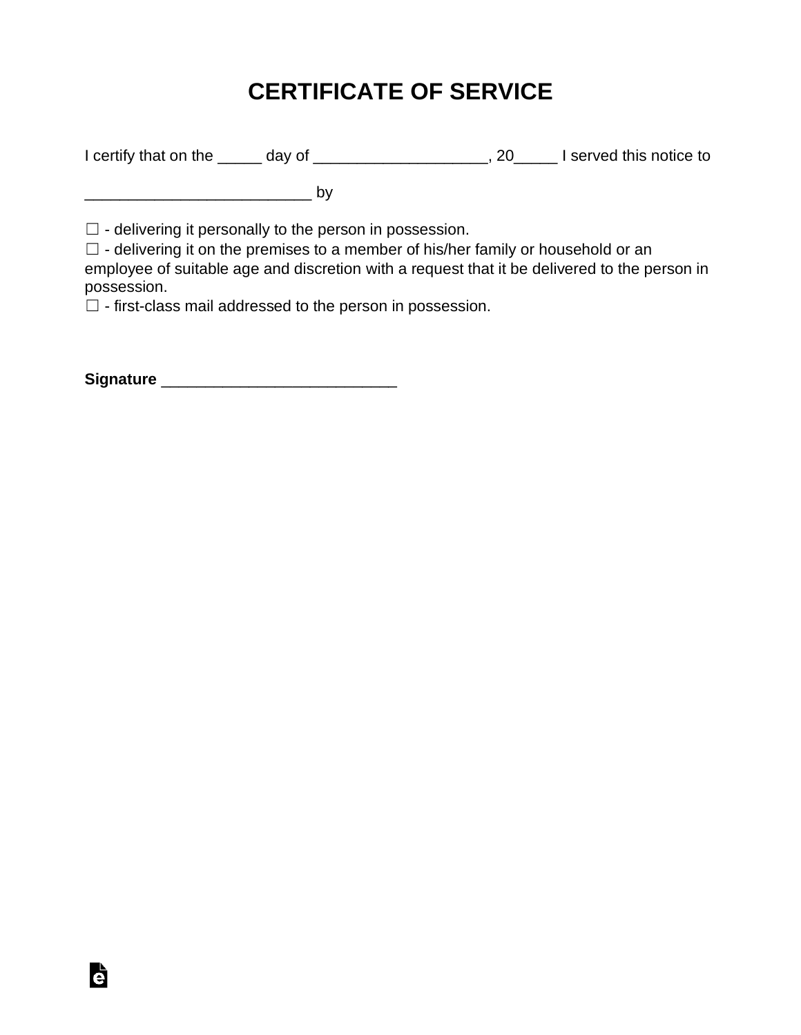# CERTIFICATE OF SERVICE

I certify that on the _____ day of ___________________, 20_____ I served this notice to

_________________________ by

☐ - delivering it personally to the person in possession.
☐ - delivering it on the premises to a member of his/her family or household or an employee of suitable age and discretion with a request that it be delivered to the person in possession.
☐ - first-class mail addressed to the person in possession.

**Signature** ___________________________